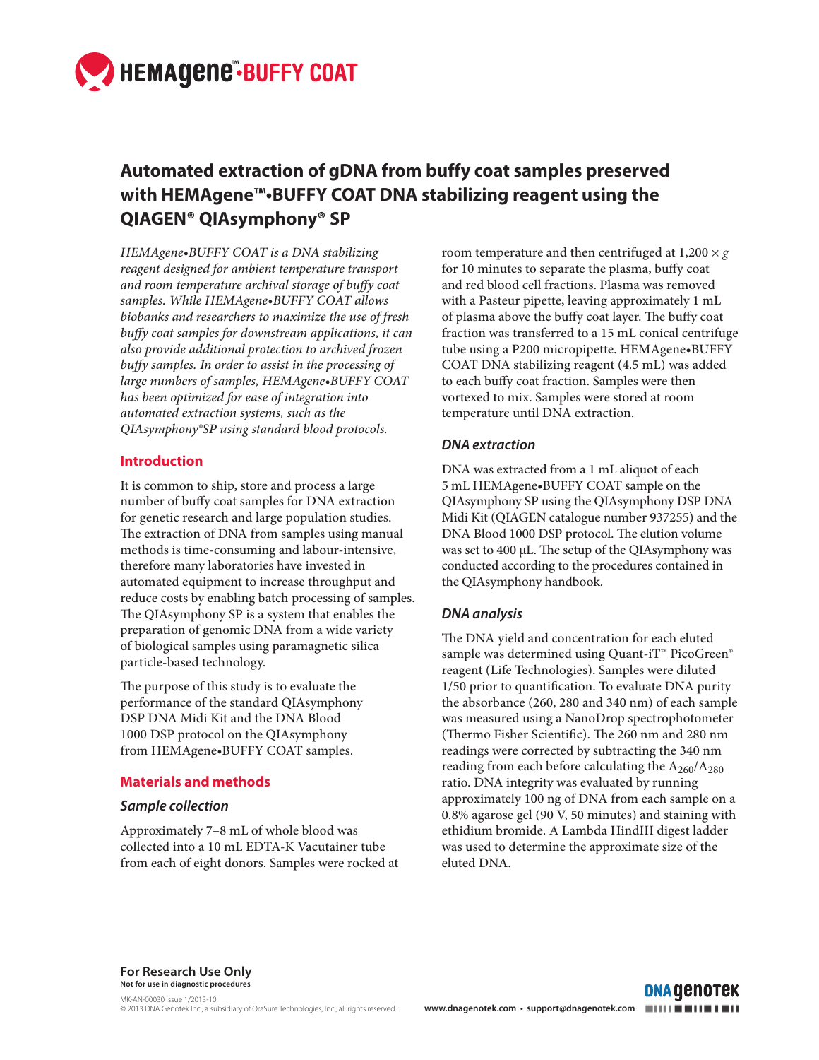# Automated extraction of gDNA from buffy coat samples preserved with HEMAgene™•BUFFY COAT DNA stabilizing reagent using the QIAGEN® QIAsymphony® SP

*HEMAgene•BUFFY COAT is a DNA stabilizing reagent designed for ambient temperature transport and room temperature archival storage of buffy coat samples. While HEMAgene•BUFFY COAT allows biobanks and researchers to maximize the use of fresh buffy coat samples for downstream applications, it can also provide additional protection to archived frozen buffy samples. In order to assist in the processing of large numbers of samples, HEMAgene•BUFFY COAT has been optimized for ease of integration into automated extraction systems, such as the QIAsymphony®SP using standard blood protocols.*

## Introduction

It is common to ship, store and process a large number of buffy coat samples for DNA extraction for genetic research and large population studies. The extraction of DNA from samples using manual methods is time-consuming and labour-intensive, therefore many laboratories have invested in automated equipment to increase throughput and reduce costs by enabling batch processing of samples. The QIAsymphony SP is a system that enables the preparation of genomic DNA from a wide variety of biological samples using paramagnetic silica particle-based technology.

The purpose of this study is to evaluate the performance of the standard QIAsymphony DSP DNA Midi Kit and the DNA Blood 1000 DSP protocol on the QIAsymphony from HEMAgene•BUFFY COAT samples.

## Materials and methods

### Sample collection

Approximately 7–8 mL of whole blood was collected into a 10 mL EDTA-K Vacutainer tube from each of eight donors. Samples were rocked at room temperature and then centrifuged at 1,200 × *g* for 10 minutes to separate the plasma, buffy coat and red blood cell fractions. Plasma was removed with a Pasteur pipette, leaving approximately 1 mL of plasma above the buffy coat layer. The buffy coat fraction was transferred to a 15 mL conical centrifuge tube using a P200 micropipette. HEMAgene•BUFFY COAT DNA stabilizing reagent (4.5 mL) was added to each buffy coat fraction. Samples were then vortexed to mix. Samples were stored at room temperature until DNA extraction.

### DNA extraction

DNA was extracted from a 1 mL aliquot of each 5 mL HEMAgene•BUFFY COAT sample on the QIAsymphony SP using the QIAsymphony DSP DNA Midi Kit (QIAGEN catalogue number 937255) and the DNA Blood 1000 DSP protocol. The elution volume was set to 400 µL. The setup of the QIAsymphony was conducted according to the procedures contained in the QIAsymphony handbook.

### DNA analysis

The DNA yield and concentration for each eluted sample was determined using Quant-iT™ PicoGreen® reagent (Life Technologies). Samples were diluted 1/50 prior to quantification. To evaluate DNA purity the absorbance (260, 280 and 340 nm) of each sample was measured using a NanoDrop spectrophotometer (Thermo Fisher Scientific). The 260 nm and 280 nm readings were corrected by subtracting the 340 nm reading from each before calculating the $A_{260}/A_{280}$ ratio. DNA integrity was evaluated by running approximately 100 ng of DNA from each sample on a 0.8% agarose gel (90 V, 50 minutes) and staining with ethidium bromide. A Lambda HindIII digest ladder was used to determine the approximate size of the eluted DNA.

**For Research Use Only**
**Not for use in diagnostic procedures**

MK-AN-00030 Issue 1/2013-10
© 2013 DNA Genotek Inc., a subsidiary of OraSure Technologies, Inc., all rights reserved.

www.dnagenotek.com • support@dnagenotek.com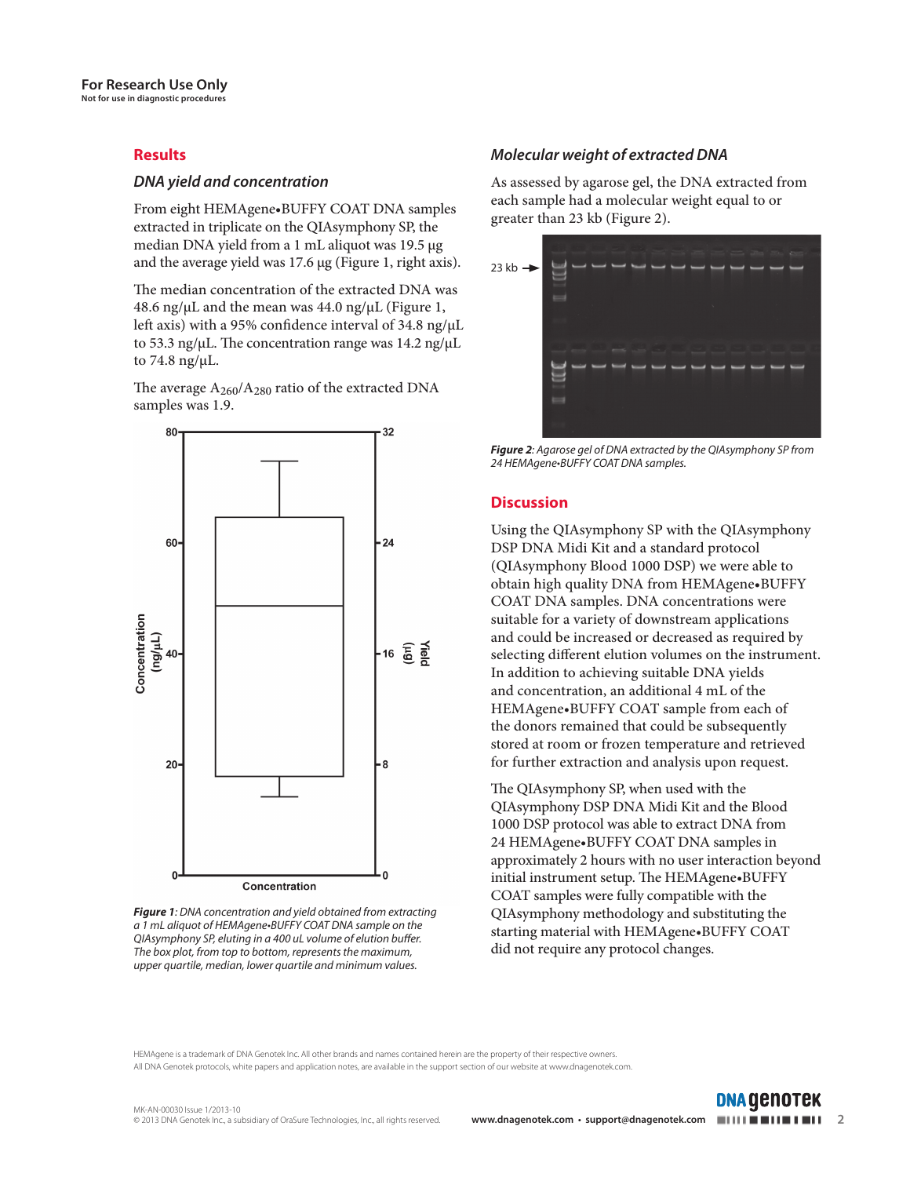## Results

### DNA yield and concentration

From eight HEMAgene•BUFFY COAT DNA samples extracted in triplicate on the QIAsymphony SP, the median DNA yield from a 1 mL aliquot was 19.5 µg and the average yield was 17.6 µg (Figure 1, right axis).

The median concentration of the extracted DNA was 48.6 ng/µL and the mean was 44.0 ng/µL (Figure 1, left axis) with a 95% confidence interval of 34.8 ng/µL to 53.3 ng/µL. The concentration range was 14.2 ng/µL to 74.8 ng/µL.

The average $A_{260}/A_{280}$ ratio of the extracted DNA samples was 1.9.

Concentration (ng/µL)
80
60
40
20
0

Yield (µg)
32
24
16
8
0

Concentration

*Figure 1: DNA concentration and yield obtained from extracting a 1 mL aliquot of HEMAgene•BUFFY COAT DNA sample on the QIAsymphony SP, eluting in a 400 uL volume of elution buffer. The box plot, from top to bottom, represents the maximum, upper quartile, median, lower quartile and minimum values.*

### Molecular weight of extracted DNA

As assessed by agarose gel, the DNA extracted from each sample had a molecular weight equal to or greater than 23 kb (Figure 2).

23 kb

*Figure 2: Agarose gel of DNA extracted by the QIAsymphony SP from 24 HEMAgene•BUFFY COAT DNA samples.*

## Discussion

Using the QIAsymphony SP with the QIAsymphony DSP DNA Midi Kit and a standard protocol (QIAsymphony Blood 1000 DSP) we were able to obtain high quality DNA from HEMAgene•BUFFY COAT DNA samples. DNA concentrations were suitable for a variety of downstream applications and could be increased or decreased as required by selecting different elution volumes on the instrument. In addition to achieving suitable DNA yields and concentration, an additional 4 mL of the HEMAgene•BUFFY COAT sample from each of the donors remained that could be subsequently stored at room or frozen temperature and retrieved for further extraction and analysis upon request.

The QIAsymphony SP, when used with the QIAsymphony DSP DNA Midi Kit and the Blood 1000 DSP protocol was able to extract DNA from 24 HEMAgene•BUFFY COAT DNA samples in approximately 2 hours with no user interaction beyond initial instrument setup. The HEMAgene•BUFFY COAT samples were fully compatible with the QIAsymphony methodology and substituting the starting material with HEMAgene•BUFFY COAT did not require any protocol changes.

HEMAgene is a trademark of DNA Genotek Inc. All other brands and names contained herein are the property of their respective owners.
All DNA Genotek protocols, white papers and application notes, are available in the support section of our website at www.dnagenotek.com.

MK-AN-00030 Issue 1/2013-10
© 2013 DNA Genotek Inc., a subsidiary of OraSure Technologies, Inc., all rights reserved.

www.dnagenotek.com • support@dnagenotek.com